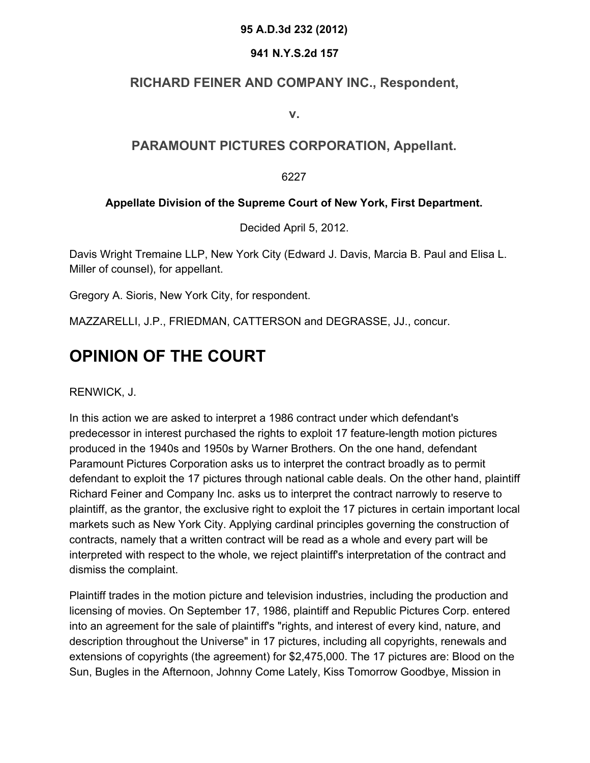**95 A.D.3d 232 (2012)**

**941 N.Y.S.2d 157**

## RICHARD FEINER AND COMPANY INC., Respondent,

## v.

## PARAMOUNT PICTURES CORPORATION, Appellant.

6227

**Appellate Division of the Supreme Court of New York, First Department.**

Decided April 5, 2012.

Davis Wright Tremaine LLP, New York City (Edward J. Davis, Marcia B. Paul and Elisa L. Miller of counsel), for appellant.

Gregory A. Sioris, New York City, for respondent.

MAZZARELLI, J.P., FRIEDMAN, CATTERSON and DEGRASSE, JJ., concur.

# OPINION OF THE COURT

RENWICK, J.

In this action we are asked to interpret a 1986 contract under which defendant's predecessor in interest purchased the rights to exploit 17 feature-length motion pictures produced in the 1940s and 1950s by Warner Brothers. On the one hand, defendant Paramount Pictures Corporation asks us to interpret the contract broadly as to permit defendant to exploit the 17 pictures through national cable deals. On the other hand, plaintiff Richard Feiner and Company Inc. asks us to interpret the contract narrowly to reserve to plaintiff, as the grantor, the exclusive right to exploit the 17 pictures in certain important local markets such as New York City. Applying cardinal principles governing the construction of contracts, namely that a written contract will be read as a whole and every part will be interpreted with respect to the whole, we reject plaintiff's interpretation of the contract and dismiss the complaint.

Plaintiff trades in the motion picture and television industries, including the production and licensing of movies. On September 17, 1986, plaintiff and Republic Pictures Corp. entered into an agreement for the sale of plaintiff's "rights, and interest of every kind, nature, and description throughout the Universe" in 17 pictures, including all copyrights, renewals and extensions of copyrights (the agreement) for $2,475,000. The 17 pictures are: Blood on the Sun, Bugles in the Afternoon, Johnny Come Lately, Kiss Tomorrow Goodbye, Mission in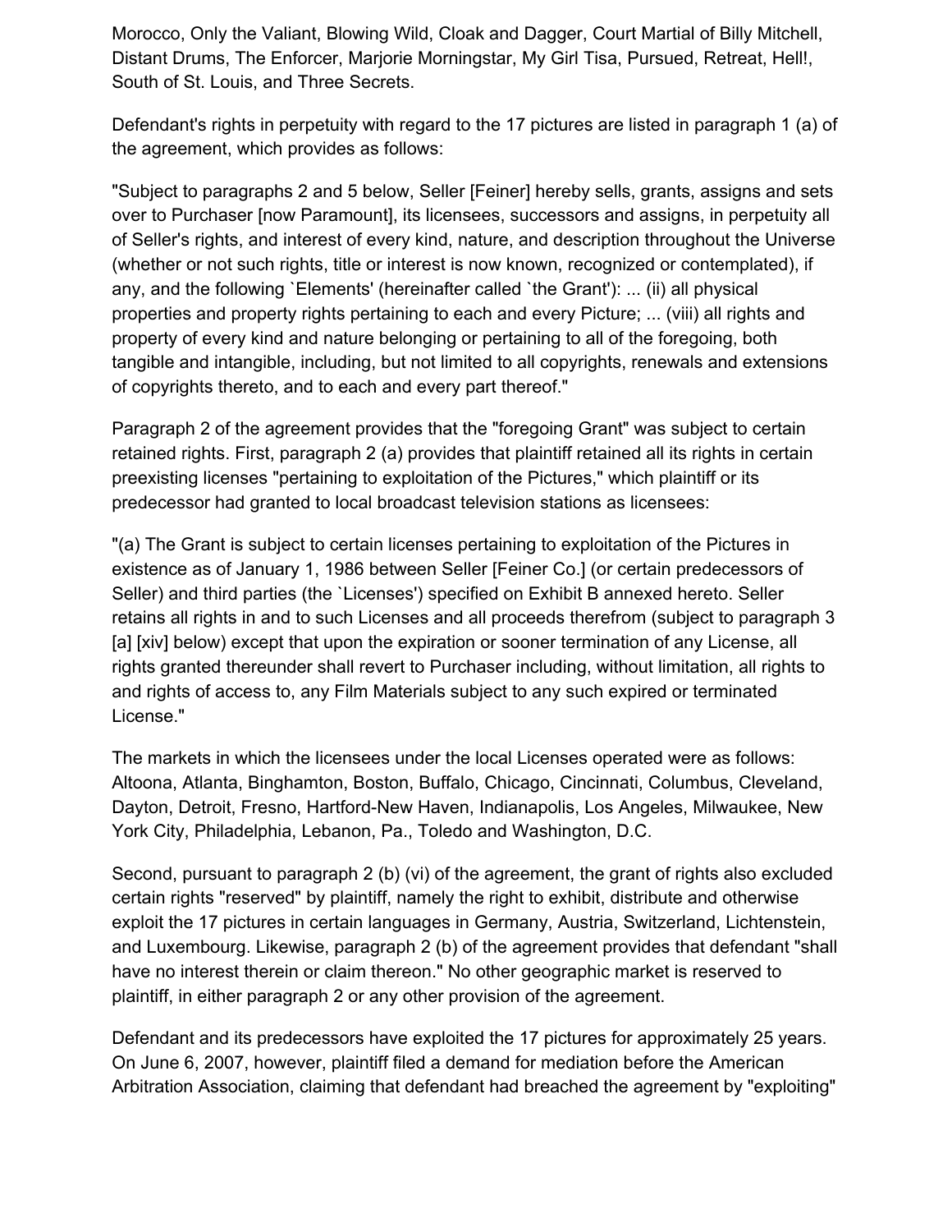Morocco, Only the Valiant, Blowing Wild, Cloak and Dagger, Court Martial of Billy Mitchell, Distant Drums, The Enforcer, Marjorie Morningstar, My Girl Tisa, Pursued, Retreat, Hell!, South of St. Louis, and Three Secrets.

Defendant's rights in perpetuity with regard to the 17 pictures are listed in paragraph 1 (a) of the agreement, which provides as follows:

"Subject to paragraphs 2 and 5 below, Seller [Feiner] hereby sells, grants, assigns and sets over to Purchaser [now Paramount], its licensees, successors and assigns, in perpetuity all of Seller's rights, and interest of every kind, nature, and description throughout the Universe (whether or not such rights, title or interest is now known, recognized or contemplated), if any, and the following `Elements' (hereinafter called `the Grant'): ... (ii) all physical properties and property rights pertaining to each and every Picture; ... (viii) all rights and property of every kind and nature belonging or pertaining to all of the foregoing, both tangible and intangible, including, but not limited to all copyrights, renewals and extensions of copyrights thereto, and to each and every part thereof."

Paragraph 2 of the agreement provides that the "foregoing Grant" was subject to certain retained rights. First, paragraph 2 (a) provides that plaintiff retained all its rights in certain preexisting licenses "pertaining to exploitation of the Pictures," which plaintiff or its predecessor had granted to local broadcast television stations as licensees:

"(a) The Grant is subject to certain licenses pertaining to exploitation of the Pictures in existence as of January 1, 1986 between Seller [Feiner Co.] (or certain predecessors of Seller) and third parties (the `Licenses') specified on Exhibit B annexed hereto. Seller retains all rights in and to such Licenses and all proceeds therefrom (subject to paragraph 3 [a] [xiv] below) except that upon the expiration or sooner termination of any License, all rights granted thereunder shall revert to Purchaser including, without limitation, all rights to and rights of access to, any Film Materials subject to any such expired or terminated License."

The markets in which the licensees under the local Licenses operated were as follows: Altoona, Atlanta, Binghamton, Boston, Buffalo, Chicago, Cincinnati, Columbus, Cleveland, Dayton, Detroit, Fresno, Hartford-New Haven, Indianapolis, Los Angeles, Milwaukee, New York City, Philadelphia, Lebanon, Pa., Toledo and Washington, D.C.

Second, pursuant to paragraph 2 (b) (vi) of the agreement, the grant of rights also excluded certain rights "reserved" by plaintiff, namely the right to exhibit, distribute and otherwise exploit the 17 pictures in certain languages in Germany, Austria, Switzerland, Lichtenstein, and Luxembourg. Likewise, paragraph 2 (b) of the agreement provides that defendant "shall have no interest therein or claim thereon." No other geographic market is reserved to plaintiff, in either paragraph 2 or any other provision of the agreement.

Defendant and its predecessors have exploited the 17 pictures for approximately 25 years. On June 6, 2007, however, plaintiff filed a demand for mediation before the American Arbitration Association, claiming that defendant had breached the agreement by "exploiting"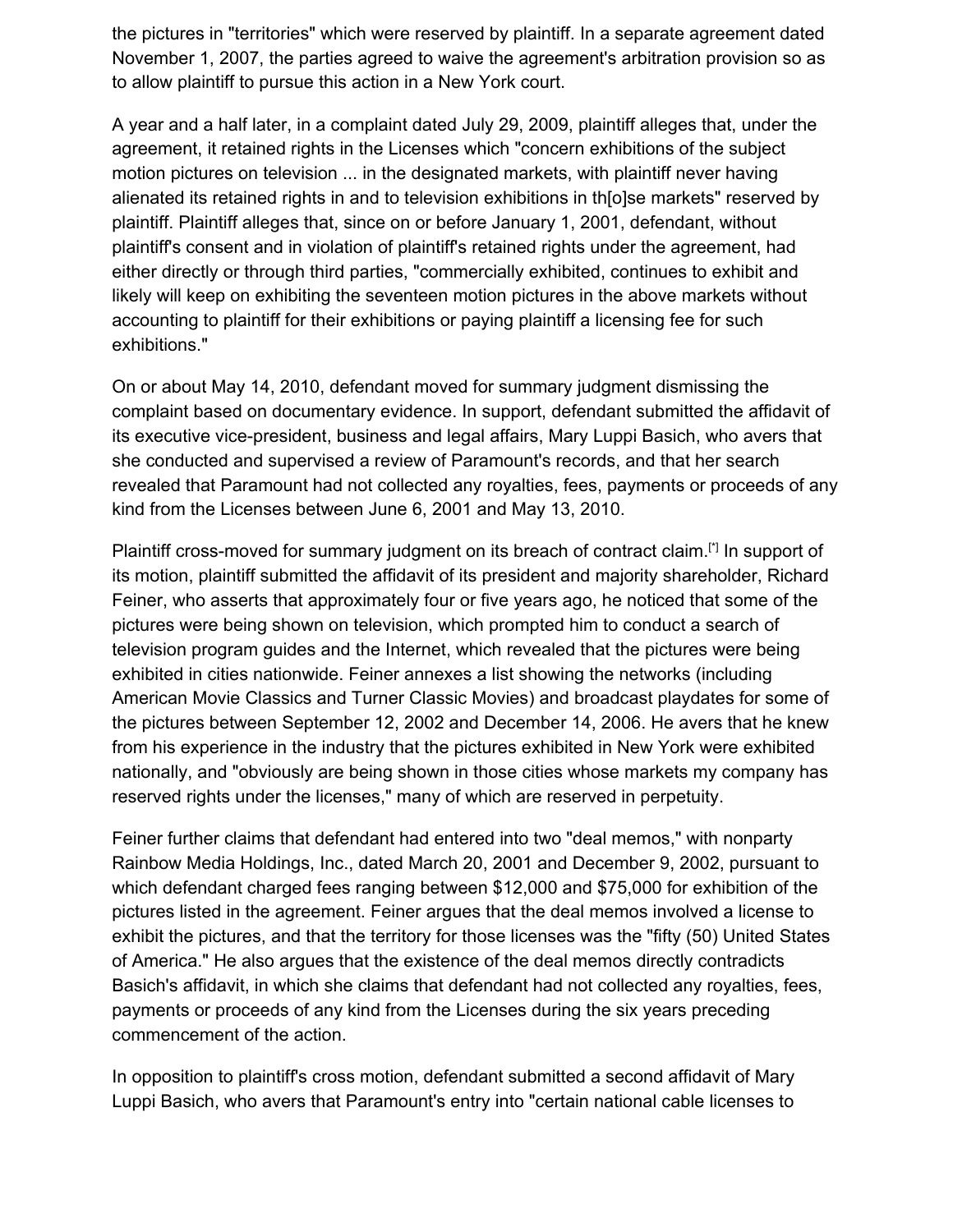the pictures in "territories" which were reserved by plaintiff. In a separate agreement dated November 1, 2007, the parties agreed to waive the agreement's arbitration provision so as to allow plaintiff to pursue this action in a New York court.

A year and a half later, in a complaint dated July 29, 2009, plaintiff alleges that, under the agreement, it retained rights in the Licenses which "concern exhibitions of the subject motion pictures on television ... in the designated markets, with plaintiff never having alienated its retained rights in and to television exhibitions in th[o]se markets" reserved by plaintiff. Plaintiff alleges that, since on or before January 1, 2001, defendant, without plaintiff's consent and in violation of plaintiff's retained rights under the agreement, had either directly or through third parties, "commercially exhibited, continues to exhibit and likely will keep on exhibiting the seventeen motion pictures in the above markets without accounting to plaintiff for their exhibitions or paying plaintiff a licensing fee for such exhibitions."

On or about May 14, 2010, defendant moved for summary judgment dismissing the complaint based on documentary evidence. In support, defendant submitted the affidavit of its executive vice-president, business and legal affairs, Mary Luppi Basich, who avers that she conducted and supervised a review of Paramount's records, and that her search revealed that Paramount had not collected any royalties, fees, payments or proceeds of any kind from the Licenses between June 6, 2001 and May 13, 2010.

Plaintiff cross-moved for summary judgment on its breach of contract claim.[*] In support of its motion, plaintiff submitted the affidavit of its president and majority shareholder, Richard Feiner, who asserts that approximately four or five years ago, he noticed that some of the pictures were being shown on television, which prompted him to conduct a search of television program guides and the Internet, which revealed that the pictures were being exhibited in cities nationwide. Feiner annexes a list showing the networks (including American Movie Classics and Turner Classic Movies) and broadcast playdates for some of the pictures between September 12, 2002 and December 14, 2006. He avers that he knew from his experience in the industry that the pictures exhibited in New York were exhibited nationally, and "obviously are being shown in those cities whose markets my company has reserved rights under the licenses," many of which are reserved in perpetuity.

Feiner further claims that defendant had entered into two "deal memos," with nonparty Rainbow Media Holdings, Inc., dated March 20, 2001 and December 9, 2002, pursuant to which defendant charged fees ranging between $12,000 and $75,000 for exhibition of the pictures listed in the agreement. Feiner argues that the deal memos involved a license to exhibit the pictures, and that the territory for those licenses was the "fifty (50) United States of America." He also argues that the existence of the deal memos directly contradicts Basich's affidavit, in which she claims that defendant had not collected any royalties, fees, payments or proceeds of any kind from the Licenses during the six years preceding commencement of the action.

In opposition to plaintiff's cross motion, defendant submitted a second affidavit of Mary Luppi Basich, who avers that Paramount's entry into "certain national cable licenses to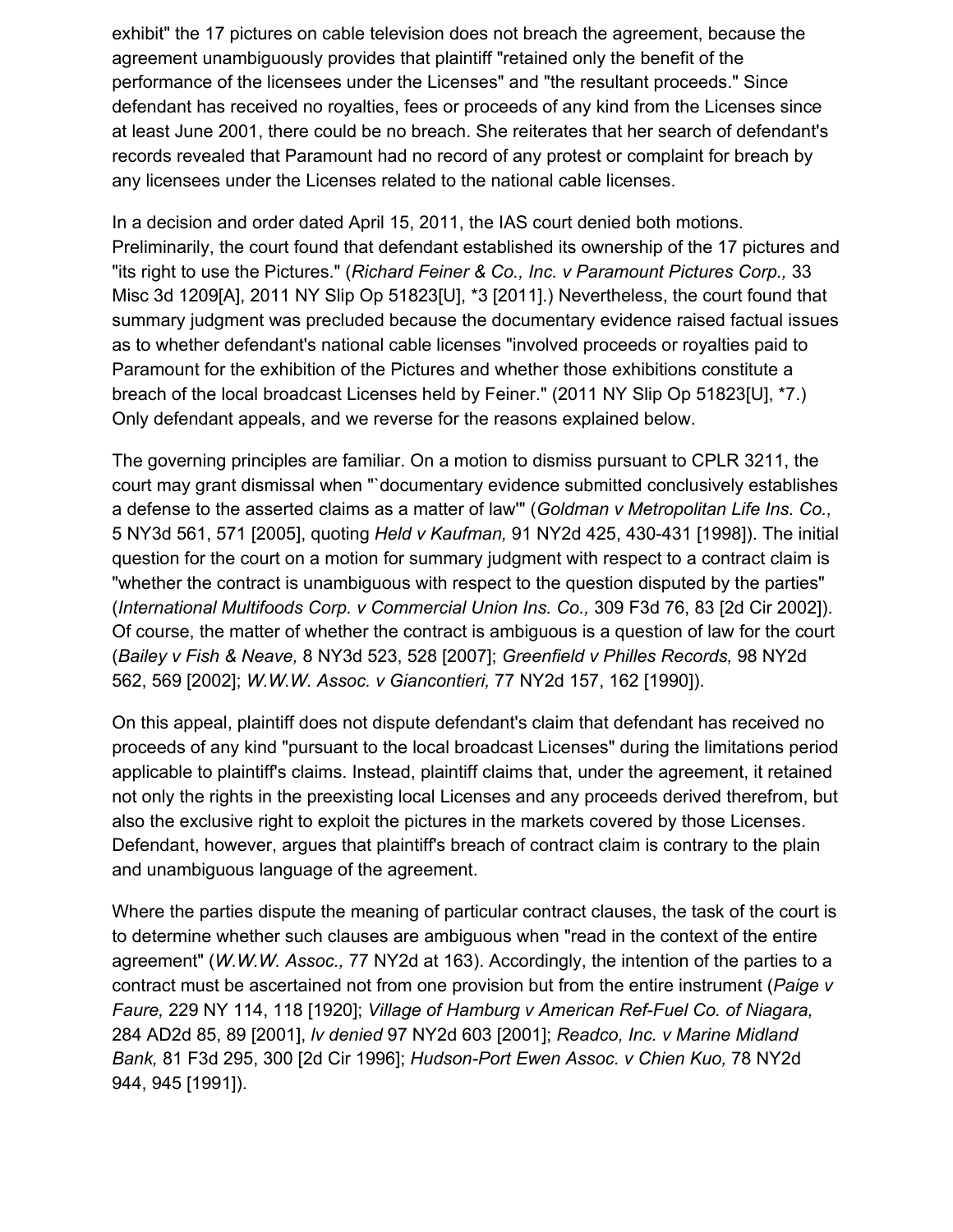exhibit" the 17 pictures on cable television does not breach the agreement, because the agreement unambiguously provides that plaintiff "retained only the benefit of the performance of the licensees under the Licenses" and "the resultant proceeds." Since defendant has received no royalties, fees or proceeds of any kind from the Licenses since at least June 2001, there could be no breach. She reiterates that her search of defendant's records revealed that Paramount had no record of any protest or complaint for breach by any licensees under the Licenses related to the national cable licenses.

In a decision and order dated April 15, 2011, the IAS court denied both motions. Preliminarily, the court found that defendant established its ownership of the 17 pictures and "its right to use the Pictures." (*Richard Feiner & Co., Inc. v Paramount Pictures Corp.,* 33 Misc 3d 1209[A], 2011 NY Slip Op 51823[U], *3 [2011].) Nevertheless, the court found that summary judgment was precluded because the documentary evidence raised factual issues as to whether defendant's national cable licenses "involved proceeds or royalties paid to Paramount for the exhibition of the Pictures and whether those exhibitions constitute a breach of the local broadcast Licenses held by Feiner." (2011 NY Slip Op 51823[U], *7.) Only defendant appeals, and we reverse for the reasons explained below.

The governing principles are familiar. On a motion to dismiss pursuant to CPLR 3211, the court may grant dismissal when "`documentary evidence submitted conclusively establishes a defense to the asserted claims as a matter of law'" (*Goldman v Metropolitan Life Ins. Co.,* 5 NY3d 561, 571 [2005], quoting *Held v Kaufman,* 91 NY2d 425, 430-431 [1998]). The initial question for the court on a motion for summary judgment with respect to a contract claim is "whether the contract is unambiguous with respect to the question disputed by the parties" (*International Multifoods Corp. v Commercial Union Ins. Co.,* 309 F3d 76, 83 [2d Cir 2002]). Of course, the matter of whether the contract is ambiguous is a question of law for the court (*Bailey v Fish & Neave,* 8 NY3d 523, 528 [2007]; *Greenfield v Philles Records,* 98 NY2d 562, 569 [2002]; *W.W.W. Assoc. v Giancontieri,* 77 NY2d 157, 162 [1990]).

On this appeal, plaintiff does not dispute defendant's claim that defendant has received no proceeds of any kind "pursuant to the local broadcast Licenses" during the limitations period applicable to plaintiff's claims. Instead, plaintiff claims that, under the agreement, it retained not only the rights in the preexisting local Licenses and any proceeds derived therefrom, but also the exclusive right to exploit the pictures in the markets covered by those Licenses. Defendant, however, argues that plaintiff's breach of contract claim is contrary to the plain and unambiguous language of the agreement.

Where the parties dispute the meaning of particular contract clauses, the task of the court is to determine whether such clauses are ambiguous when "read in the context of the entire agreement" (*W.W.W. Assoc.,* 77 NY2d at 163). Accordingly, the intention of the parties to a contract must be ascertained not from one provision but from the entire instrument (*Paige v Faure,* 229 NY 114, 118 [1920]; *Village of Hamburg v American Ref-Fuel Co. of Niagara,* 284 AD2d 85, 89 [2001], *lv denied* 97 NY2d 603 [2001]; *Readco, Inc. v Marine Midland Bank,* 81 F3d 295, 300 [2d Cir 1996]; *Hudson-Port Ewen Assoc. v Chien Kuo,* 78 NY2d 944, 945 [1991]).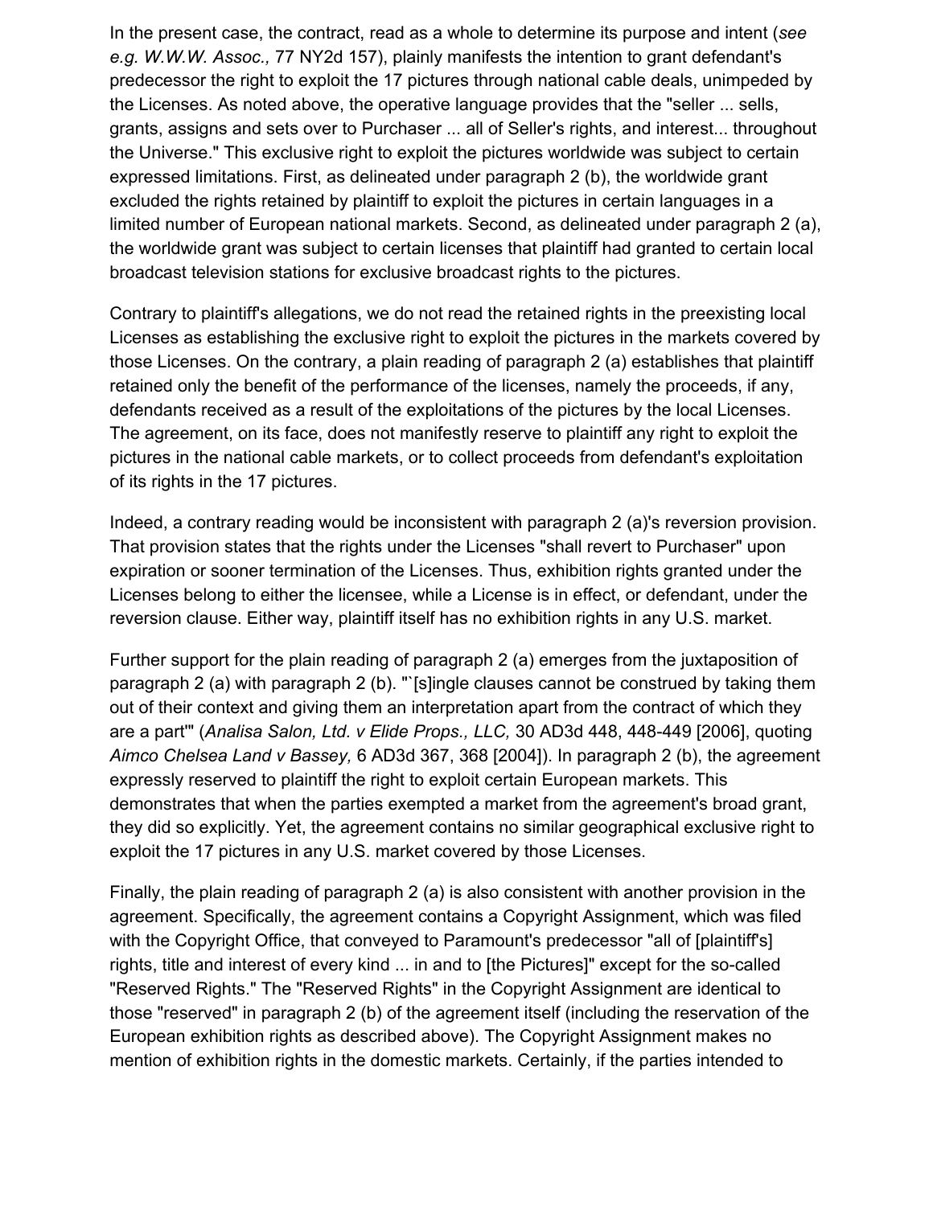In the present case, the contract, read as a whole to determine its purpose and intent (*see e.g. W.W.W. Assoc.,* 77 NY2d 157), plainly manifests the intention to grant defendant's predecessor the right to exploit the 17 pictures through national cable deals, unimpeded by the Licenses. As noted above, the operative language provides that the "seller ... sells, grants, assigns and sets over to Purchaser ... all of Seller's rights, and interest... throughout the Universe." This exclusive right to exploit the pictures worldwide was subject to certain expressed limitations. First, as delineated under paragraph 2 (b), the worldwide grant excluded the rights retained by plaintiff to exploit the pictures in certain languages in a limited number of European national markets. Second, as delineated under paragraph 2 (a), the worldwide grant was subject to certain licenses that plaintiff had granted to certain local broadcast television stations for exclusive broadcast rights to the pictures.

Contrary to plaintiff's allegations, we do not read the retained rights in the preexisting local Licenses as establishing the exclusive right to exploit the pictures in the markets covered by those Licenses. On the contrary, a plain reading of paragraph 2 (a) establishes that plaintiff retained only the benefit of the performance of the licenses, namely the proceeds, if any, defendants received as a result of the exploitations of the pictures by the local Licenses. The agreement, on its face, does not manifestly reserve to plaintiff any right to exploit the pictures in the national cable markets, or to collect proceeds from defendant's exploitation of its rights in the 17 pictures.

Indeed, a contrary reading would be inconsistent with paragraph 2 (a)'s reversion provision. That provision states that the rights under the Licenses "shall revert to Purchaser" upon expiration or sooner termination of the Licenses. Thus, exhibition rights granted under the Licenses belong to either the licensee, while a License is in effect, or defendant, under the reversion clause. Either way, plaintiff itself has no exhibition rights in any U.S. market.

Further support for the plain reading of paragraph 2 (a) emerges from the juxtaposition of paragraph 2 (a) with paragraph 2 (b). "`[s]ingle clauses cannot be construed by taking them out of their context and giving them an interpretation apart from the contract of which they are a part'" (*Analisa Salon, Ltd. v Elide Props., LLC,* 30 AD3d 448, 448-449 [2006], quoting *Aimco Chelsea Land v Bassey,* 6 AD3d 367, 368 [2004]). In paragraph 2 (b), the agreement expressly reserved to plaintiff the right to exploit certain European markets. This demonstrates that when the parties exempted a market from the agreement's broad grant, they did so explicitly. Yet, the agreement contains no similar geographical exclusive right to exploit the 17 pictures in any U.S. market covered by those Licenses.

Finally, the plain reading of paragraph 2 (a) is also consistent with another provision in the agreement. Specifically, the agreement contains a Copyright Assignment, which was filed with the Copyright Office, that conveyed to Paramount's predecessor "all of [plaintiff's] rights, title and interest of every kind ... in and to [the Pictures]" except for the so-called "Reserved Rights." The "Reserved Rights" in the Copyright Assignment are identical to those "reserved" in paragraph 2 (b) of the agreement itself (including the reservation of the European exhibition rights as described above). The Copyright Assignment makes no mention of exhibition rights in the domestic markets. Certainly, if the parties intended to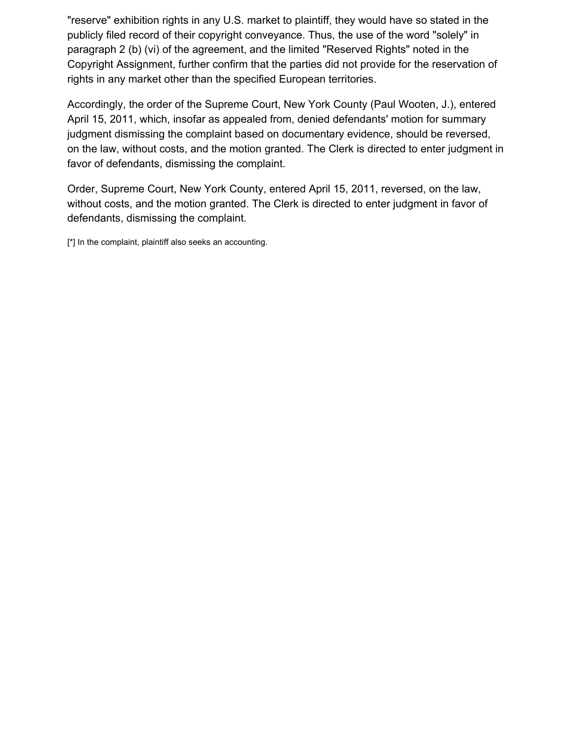"reserve" exhibition rights in any U.S. market to plaintiff, they would have so stated in the publicly filed record of their copyright conveyance. Thus, the use of the word "solely" in paragraph 2 (b) (vi) of the agreement, and the limited "Reserved Rights" noted in the Copyright Assignment, further confirm that the parties did not provide for the reservation of rights in any market other than the specified European territories.

Accordingly, the order of the Supreme Court, New York County (Paul Wooten, J.), entered April 15, 2011, which, insofar as appealed from, denied defendants' motion for summary judgment dismissing the complaint based on documentary evidence, should be reversed, on the law, without costs, and the motion granted. The Clerk is directed to enter judgment in favor of defendants, dismissing the complaint.

Order, Supreme Court, New York County, entered April 15, 2011, reversed, on the law, without costs, and the motion granted. The Clerk is directed to enter judgment in favor of defendants, dismissing the complaint.

[*] In the complaint, plaintiff also seeks an accounting.